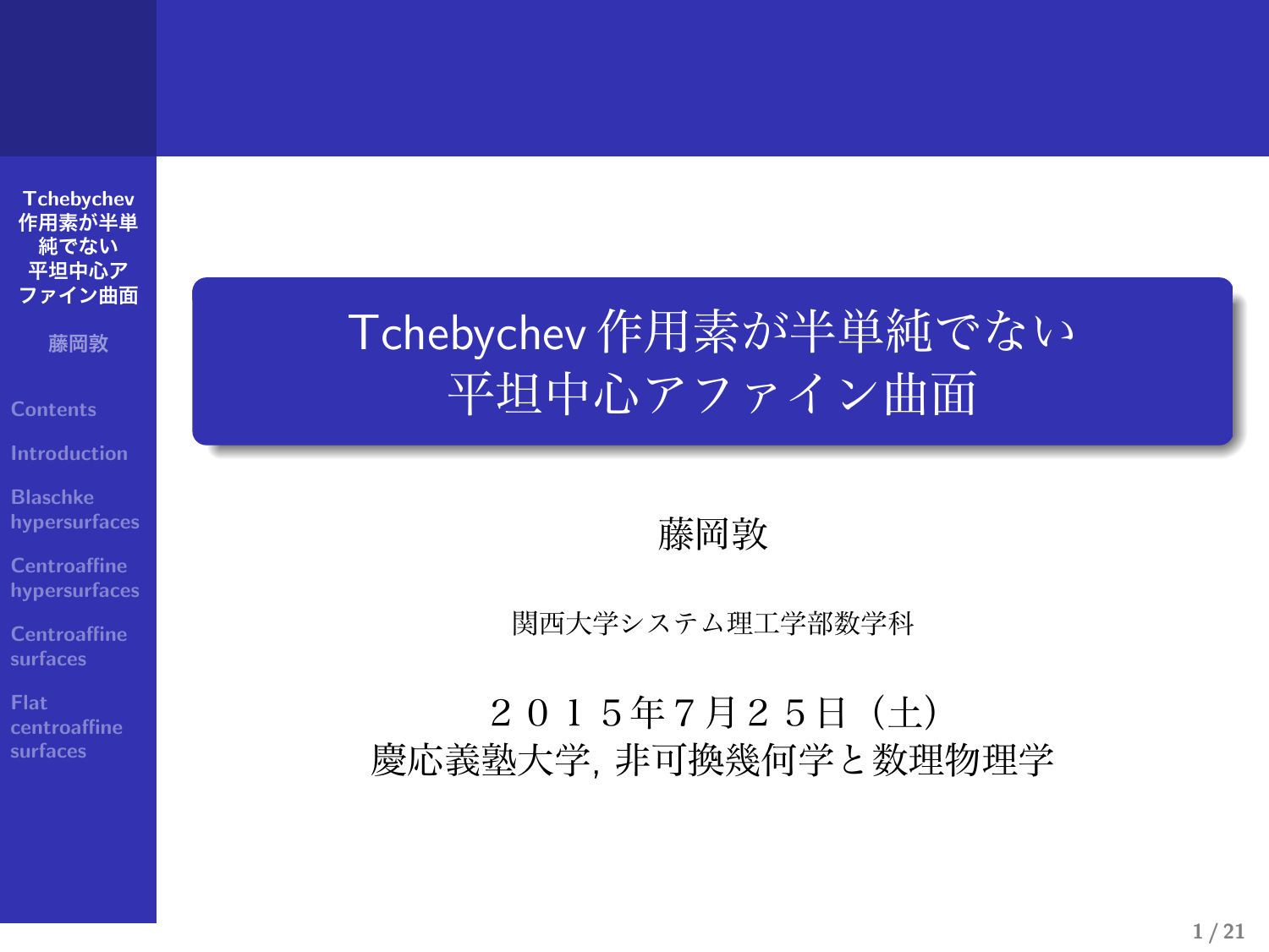# Tchebychev 作用素が半単純でない平坦中心アファイン曲面

藤岡敦

関西大学システム理工学部数学科

２０１５年７月２５日（土）
慶応義塾大学, 非可換幾何学と数理物理学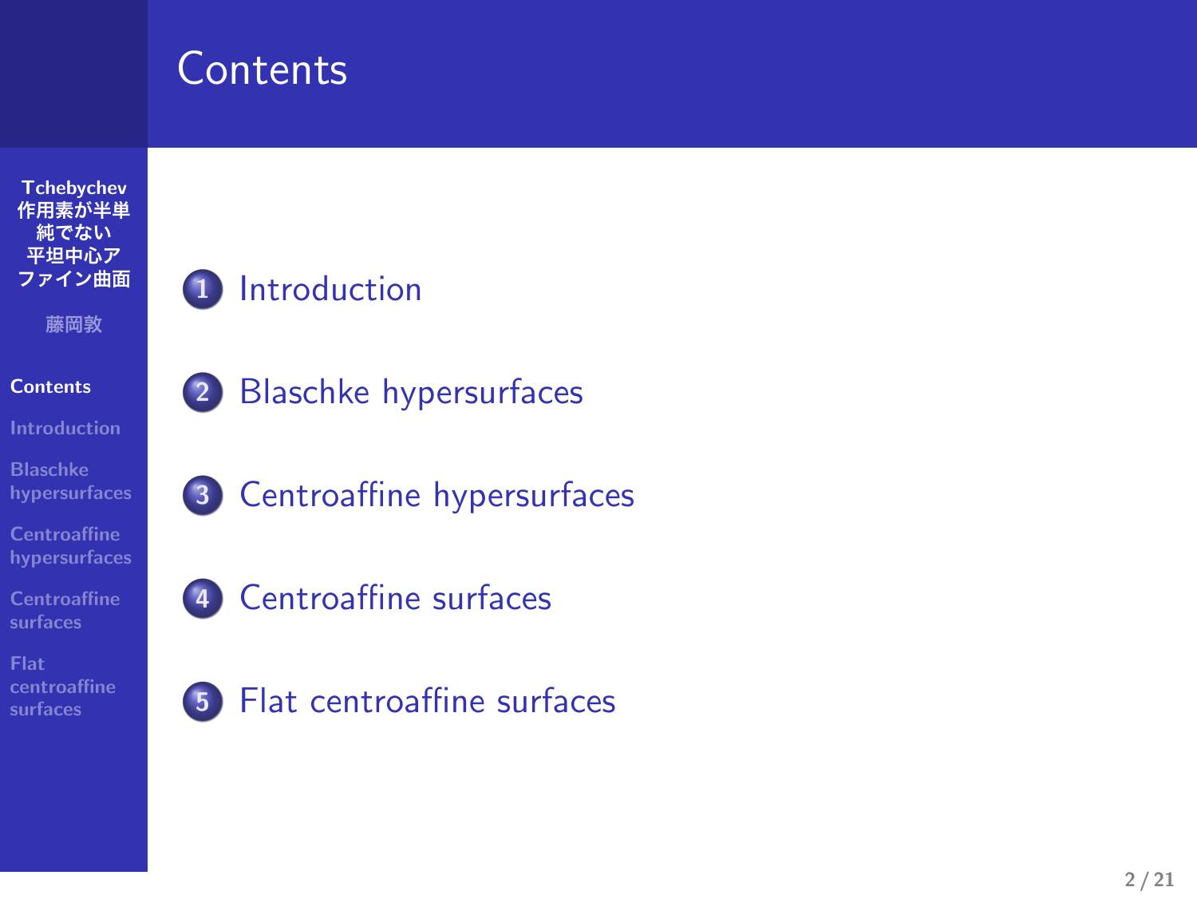# Contents

1. Introduction
2. Blaschke hypersurfaces
3. Centroaffine hypersurfaces
4. Centroaffine surfaces
5. Flat centroaffine surfaces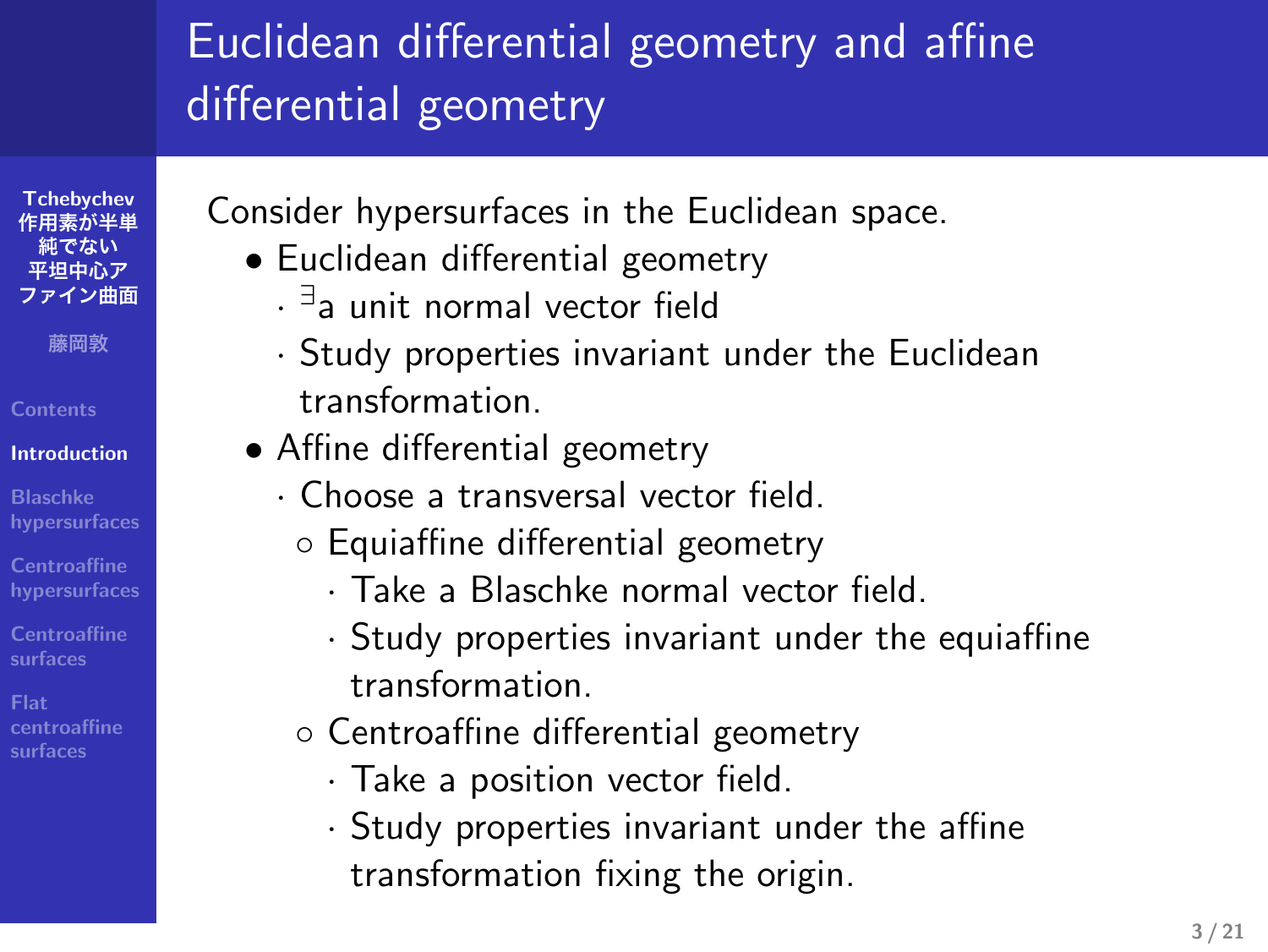# Euclidean differential geometry and affine differential geometry

Consider hypersurfaces in the Euclidean space.

- Euclidean differential geometry
  - $^{\exists}$a unit normal vector field
  - Study properties invariant under the Euclidean transformation.
- Affine differential geometry
  - Choose a transversal vector field.
    - Equiaffine differential geometry
      - Take a Blaschke normal vector field.
      - Study properties invariant under the equiaffine transformation.
    - Centroaffine differential geometry
      - Take a position vector field.
      - Study properties invariant under the affine transformation fixing the origin.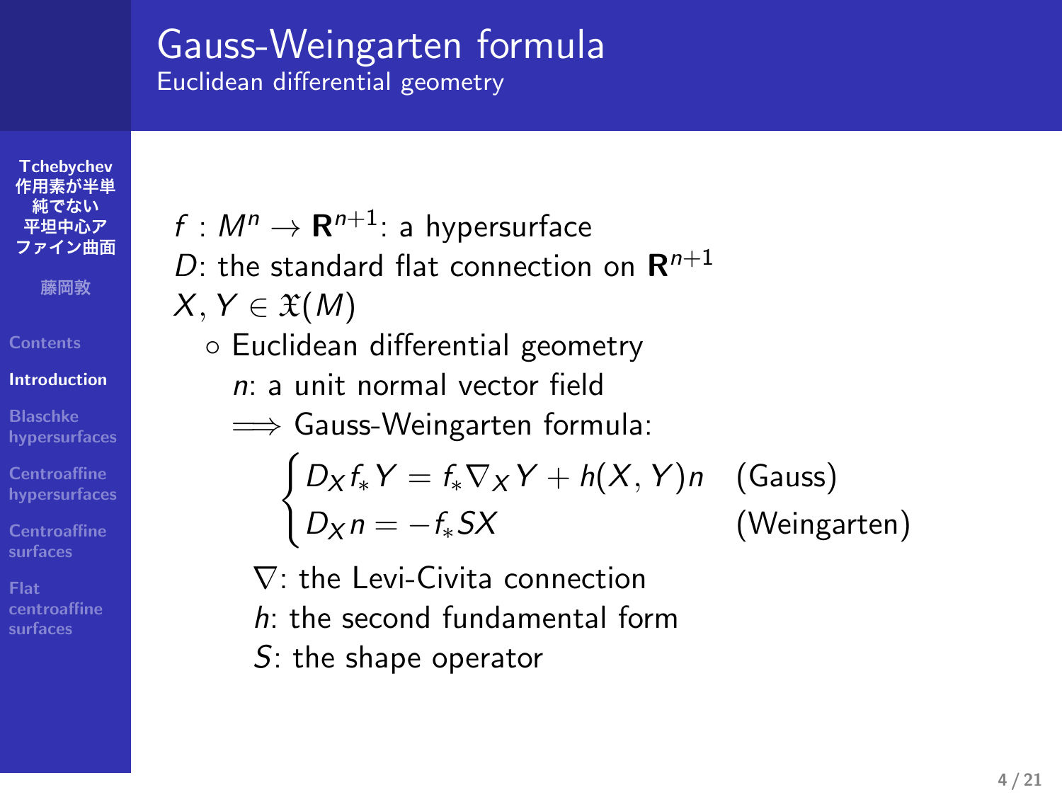# Gauss-Weingarten formula

## Euclidean differential geometry

$f : M^n \to \mathbf{R}^{n+1}$: a hypersurface
$D$: the standard flat connection on $\mathbf{R}^{n+1}$
$X, Y \in \mathfrak{X}(M)$

- Euclidean differential geometry

  $n$: a unit normal vector field
  $\Longrightarrow$ Gauss-Weingarten formula:

$$
\begin{cases}
D_X f_* Y = f_* \nabla_X Y + h(X, Y) n & \text{(Gauss)} \\
D_X n = -f_* S X & \text{(Weingarten)}
\end{cases}
$$

  $\nabla$: the Levi-Civita connection
  $h$: the second fundamental form
  $S$: the shape operator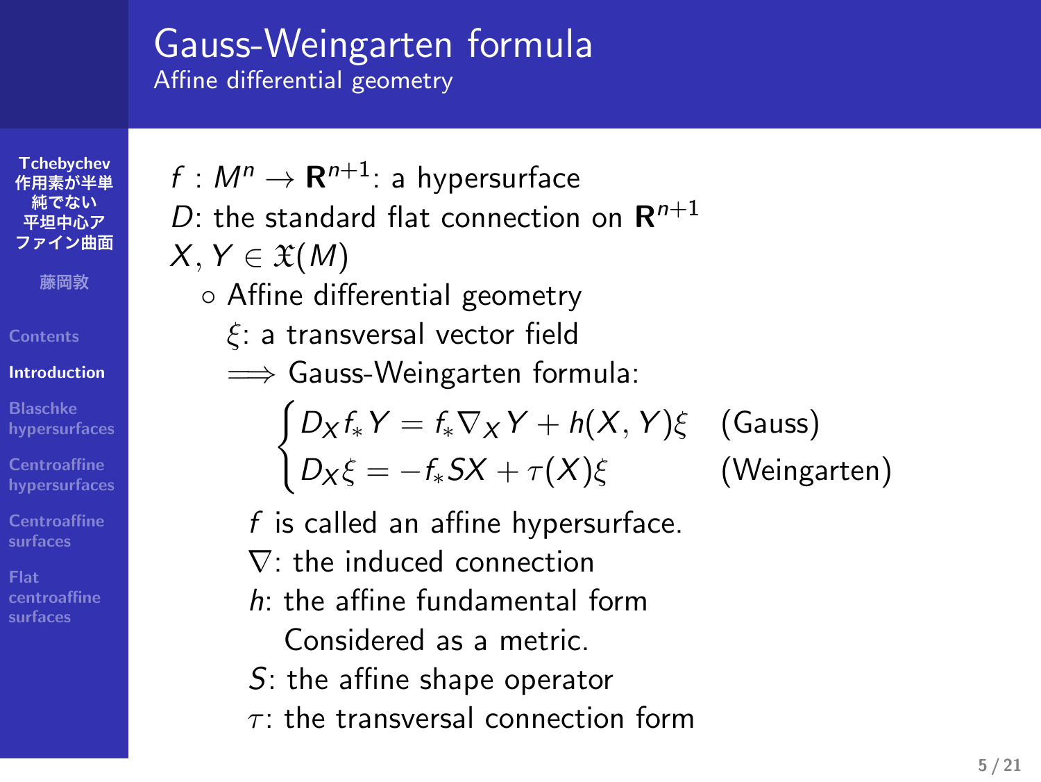# Gauss-Weingarten formula

## Affine differential geometry

$f : M^n \to \mathbf{R}^{n+1}$: a hypersurface

$D$: the standard flat connection on $\mathbf{R}^{n+1}$

$X, Y \in \mathfrak{X}(M)$

- Affine differential geometry

  $\xi$: a transversal vector field

  $\Longrightarrow$ Gauss-Weingarten formula:

$$
\begin{cases}
D_X f_* Y = f_* \nabla_X Y + h(X, Y)\xi & \text{(Gauss)} \\
D_X \xi = -f_* SX + \tau(X)\xi & \text{(Weingarten)}
\end{cases}
$$

  $f$ is called an affine hypersurface.

  $\nabla$: the induced connection

  $h$: the affine fundamental form

  Considered as a metric.

  $S$: the affine shape operator

  $\tau$: the transversal connection form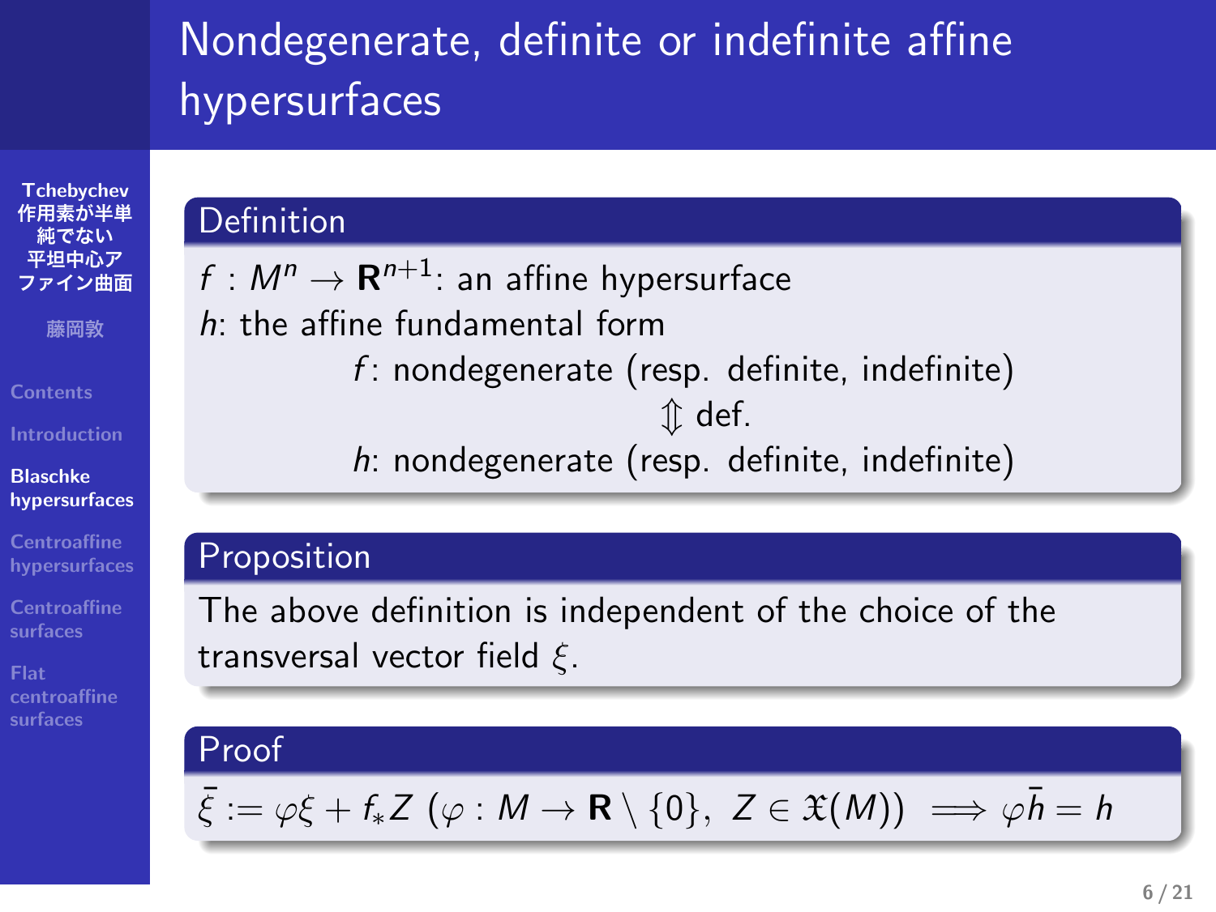# Nondegenerate, definite or indefinite affine hypersurfaces

## Definition

$f : M^n \to \mathbf{R}^{n+1}$: an affine hypersurface

$h$: the affine fundamental form

$$
\begin{gathered}
f\text{: nondegenerate (resp. definite, indefinite)} \\
\Updownarrow \text{ def.} \\
h\text{: nondegenerate (resp. definite, indefinite)}
\end{gathered}
$$

## Proposition

The above definition is independent of the choice of the transversal vector field $\xi$.

## Proof

$$\bar{\xi} := \varphi\xi + f_* Z \ (\varphi : M \to \mathbf{R} \setminus \{0\}, \ Z \in \mathfrak{X}(M)) \implies \varphi\bar{h} = h$$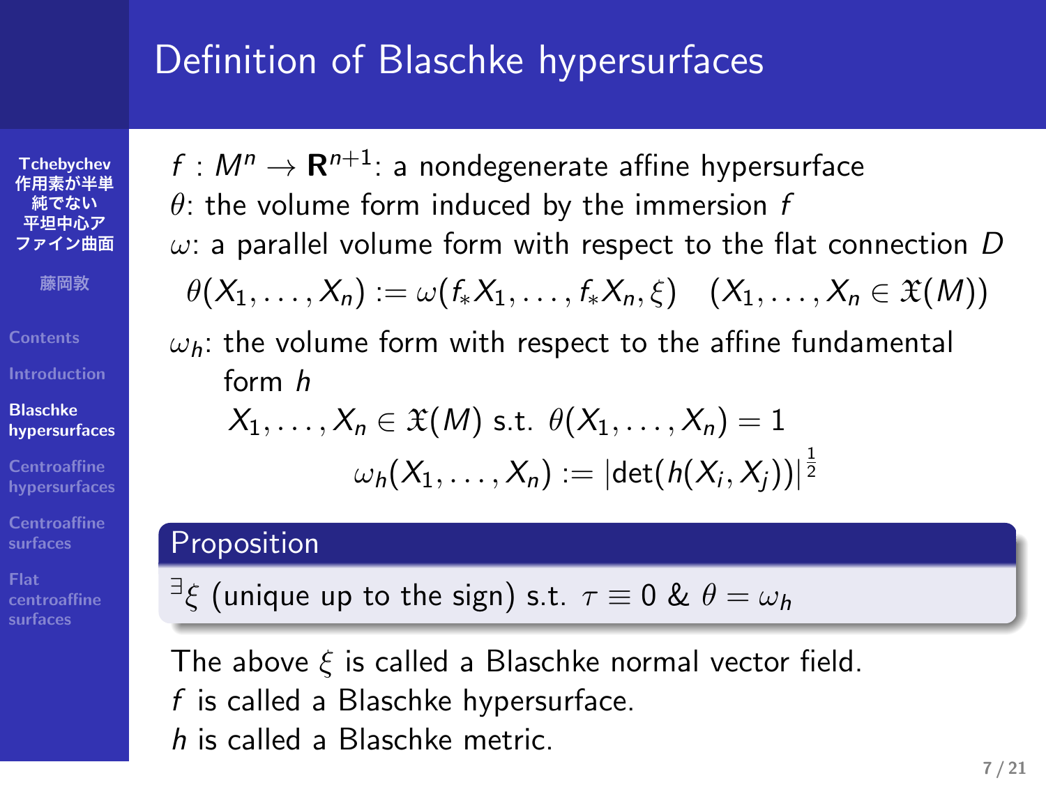# Definition of Blaschke hypersurfaces

$f : M^n \to \mathbf{R}^{n+1}$: a nondegenerate affine hypersurface
$\theta$: the volume form induced by the immersion $f$
$\omega$: a parallel volume form with respect to the flat connection $D$

$$\theta(X_1, \ldots, X_n) := \omega(f_* X_1, \ldots, f_* X_n, \xi) \quad (X_1, \ldots, X_n \in \mathfrak{X}(M))$$

$\omega_h$: the volume form with respect to the affine fundamental form $h$

$$X_1, \ldots, X_n \in \mathfrak{X}(M) \text{ s.t. } \theta(X_1, \ldots, X_n) = 1$$

$$\omega_h(X_1, \ldots, X_n) := |\det(h(X_i, X_j))|^{\frac{1}{2}}$$

**Proposition**

$^\exists \xi$ (unique up to the sign) s.t. $\tau \equiv 0$ & $\theta = \omega_h$

The above $\xi$ is called a Blaschke normal vector field.
$f$ is called a Blaschke hypersurface.
$h$ is called a Blaschke metric.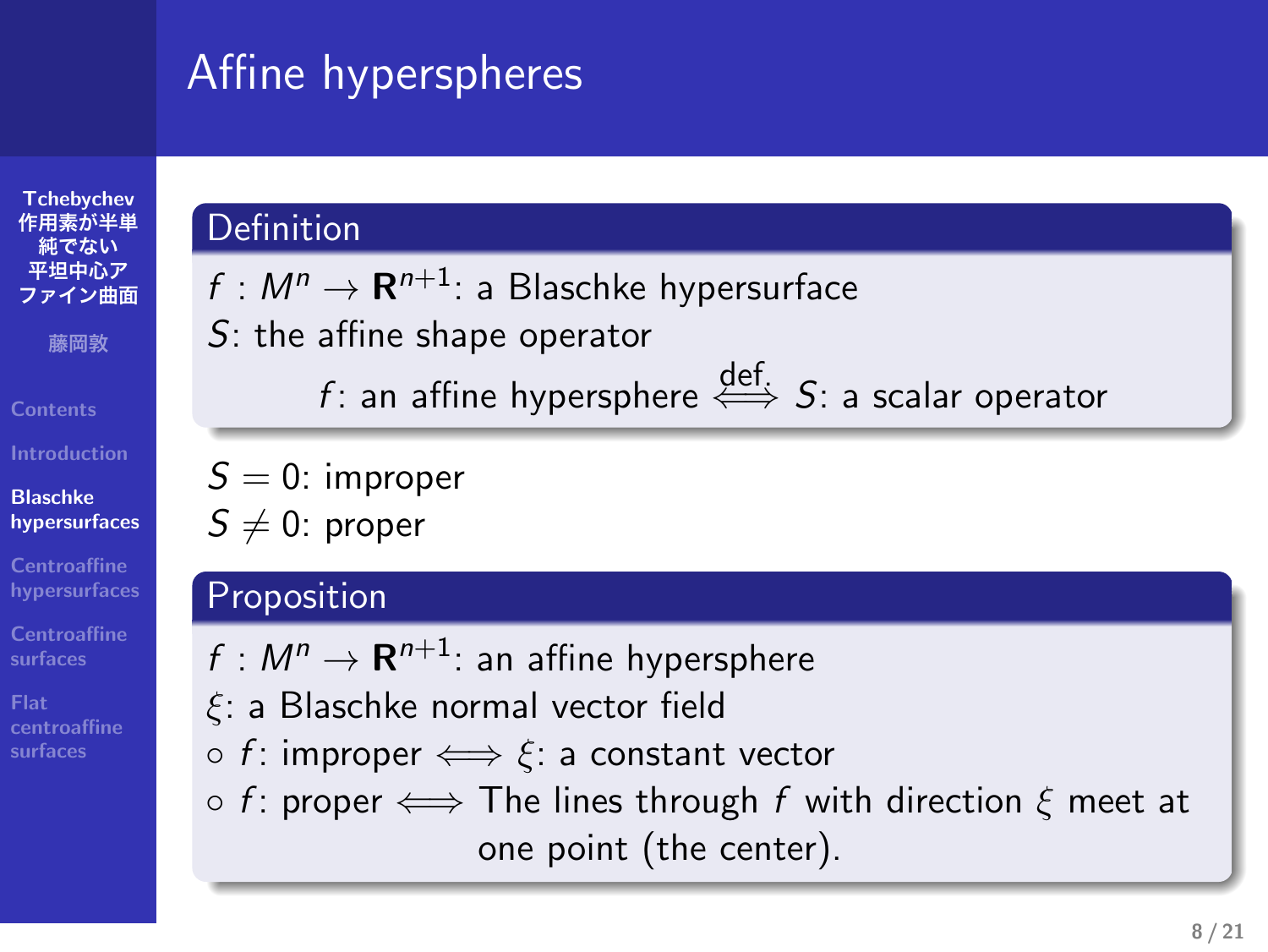# Affine hyperspheres

**Definition**

$f : M^n \to \mathbf{R}^{n+1}$: a Blaschke hypersurface
$S$: the affine shape operator

$$f\text{: an affine hypersphere} \overset{\text{def.}}{\iff} S\text{: a scalar operator}$$

$S = 0$: improper
$S \neq 0$: proper

**Proposition**

$f : M^n \to \mathbf{R}^{n+1}$: an affine hypersphere
$\xi$: a Blaschke normal vector field

- $f$: improper $\iff$ $\xi$: a constant vector
- $f$: proper $\iff$ The lines through $f$ with direction $\xi$ meet at one point (the center).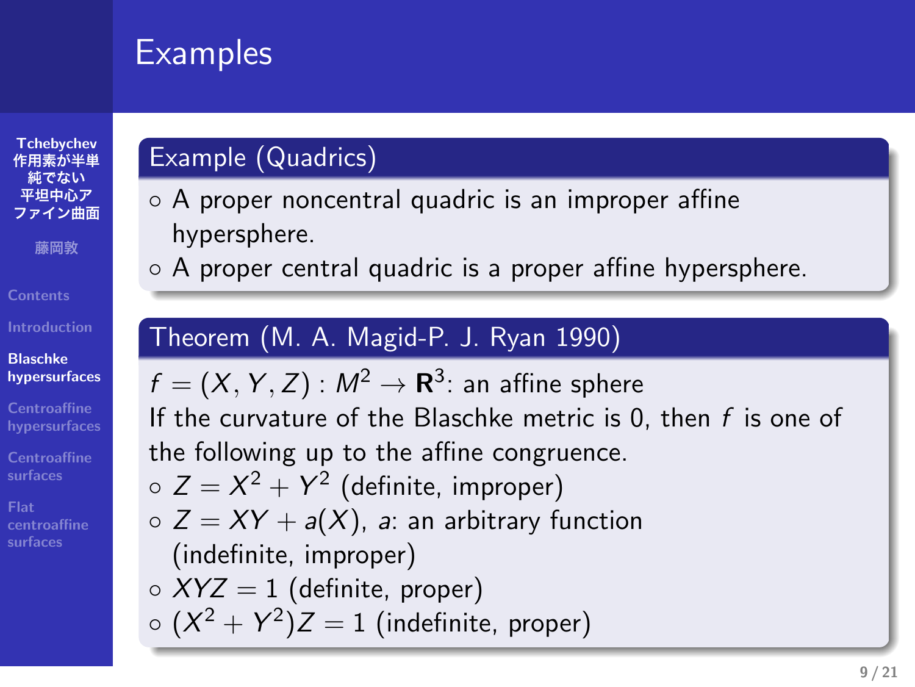# Examples

**Example (Quadrics)**

- A proper noncentral quadric is an improper affine hypersphere.
- A proper central quadric is a proper affine hypersphere.

**Theorem (M. A. Magid-P. J. Ryan 1990)**

$f = (X, Y, Z) : M^2 \to \mathbf{R}^3$: an affine sphere

If the curvature of the Blaschke metric is 0, then $f$ is one of the following up to the affine congruence.

- $Z = X^2 + Y^2$ (definite, improper)
- $Z = XY + a(X)$, $a$: an arbitrary function (indefinite, improper)
- $XYZ = 1$ (definite, proper)
- $(X^2 + Y^2)Z = 1$ (indefinite, proper)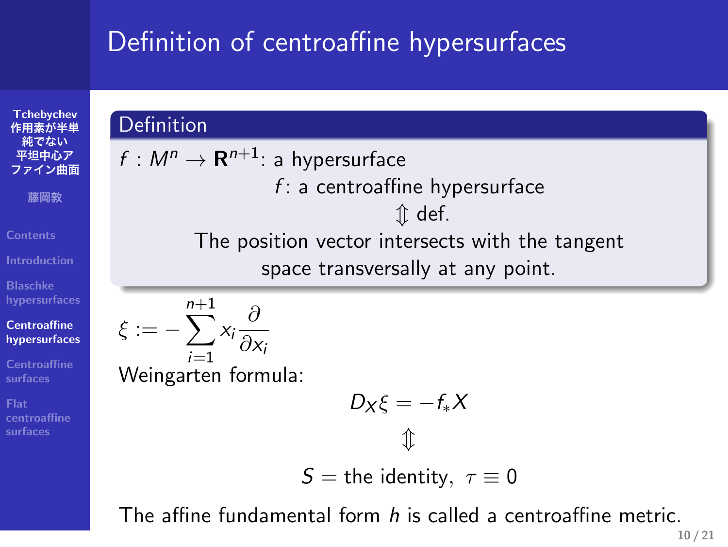# Definition of centroaffine hypersurfaces

**Definition**

$f : M^n \to \mathbf{R}^{n+1}$: a hypersurface

$f$: a centroaffine hypersurface

$\Updownarrow$ def.

The position vector intersects with the tangent space transversally at any point.

$$\xi := -\sum_{i=1}^{n+1} x_i \frac{\partial}{\partial x_i}$$

Weingarten formula:

$$D_X \xi = -f_* X$$

$$\Updownarrow$$

$$S = \text{the identity}, \ \tau \equiv 0$$

The affine fundamental form $h$ is called a centroaffine metric.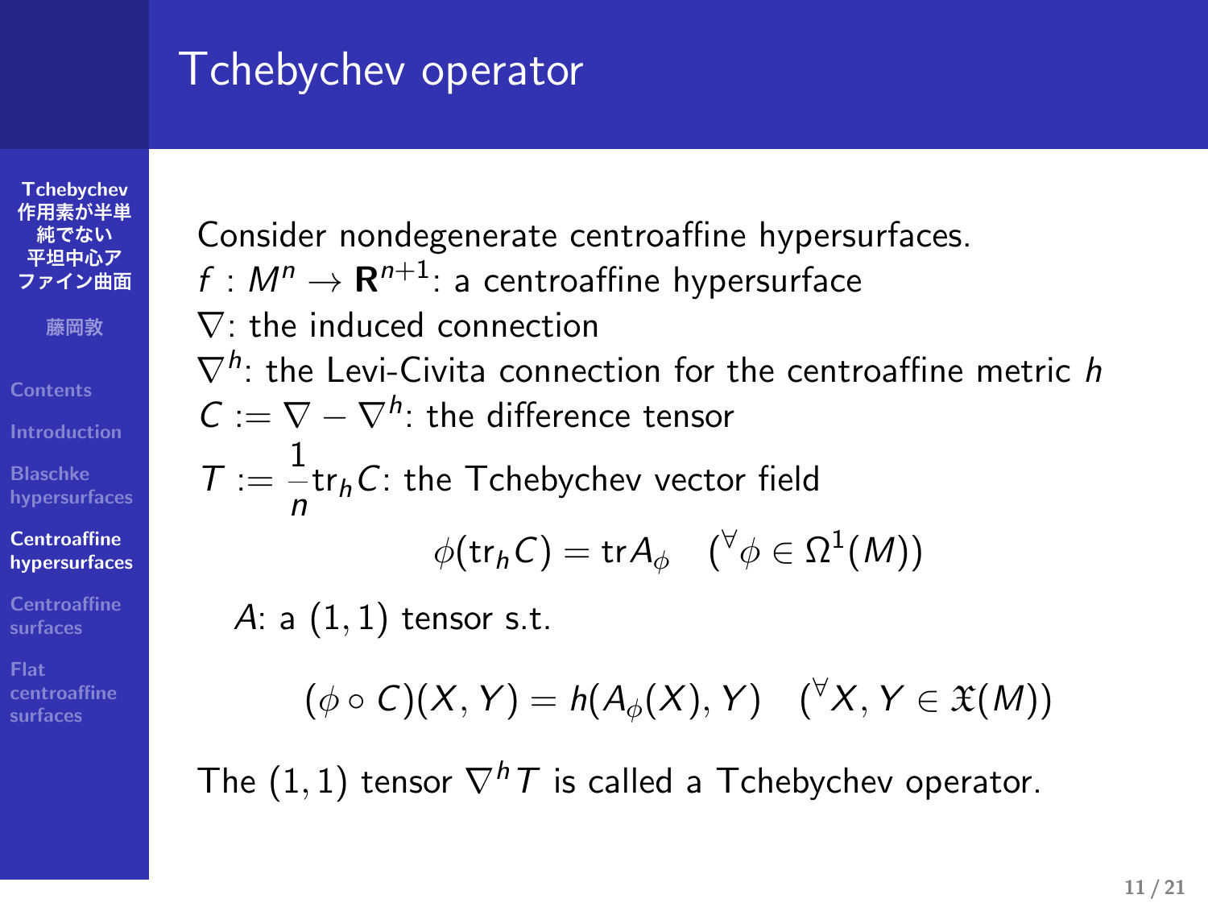# Tchebychev operator

Consider nondegenerate centroaffine hypersurfaces.

$f : M^n \to \mathbf{R}^{n+1}$: a centroaffine hypersurface

$\nabla$: the induced connection

$\nabla^h$: the Levi-Civita connection for the centroaffine metric $h$

$C := \nabla - \nabla^h$: the difference tensor

$T := \frac{1}{n}\mathrm{tr}_h C$: the Tchebychev vector field

$$\phi(\mathrm{tr}_h C) = \mathrm{tr} A_\phi \quad ({}^\forall \phi \in \Omega^1(M))$$

$A$: a $(1,1)$ tensor s.t.

$$(\phi \circ C)(X, Y) = h(A_\phi(X), Y) \quad ({}^\forall X, Y \in \mathfrak{X}(M))$$

The $(1,1)$ tensor $\nabla^h T$ is called a Tchebychev operator.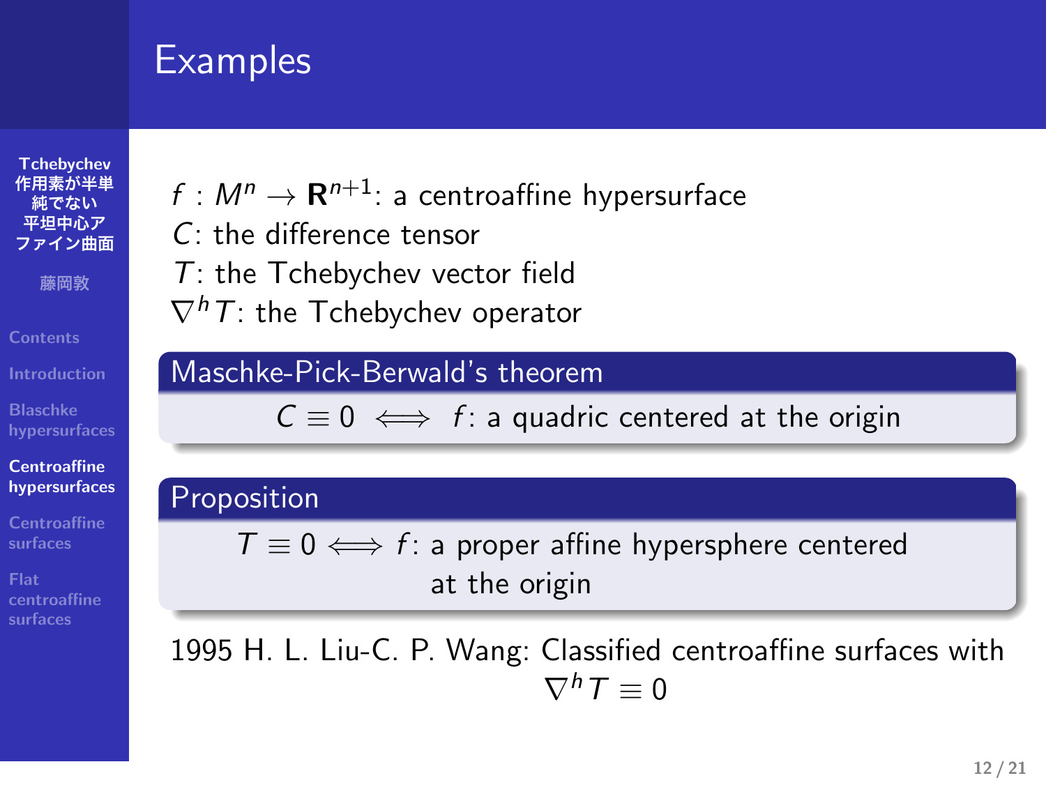# Examples

$f : M^n \to \mathbf{R}^{n+1}$: a centroaffine hypersurface
$C$: the difference tensor
$T$: the Tchebychev vector field
$\nabla^h T$: the Tchebychev operator

**Maschke-Pick-Berwald's theorem**

$$C \equiv 0 \iff f\text{: a quadric centered at the origin}$$

**Proposition**

$$T \equiv 0 \iff f\text{: a proper affine hypersphere centered at the origin}$$

1995 H. L. Liu-C. P. Wang: Classified centroaffine surfaces with $\nabla^h T \equiv 0$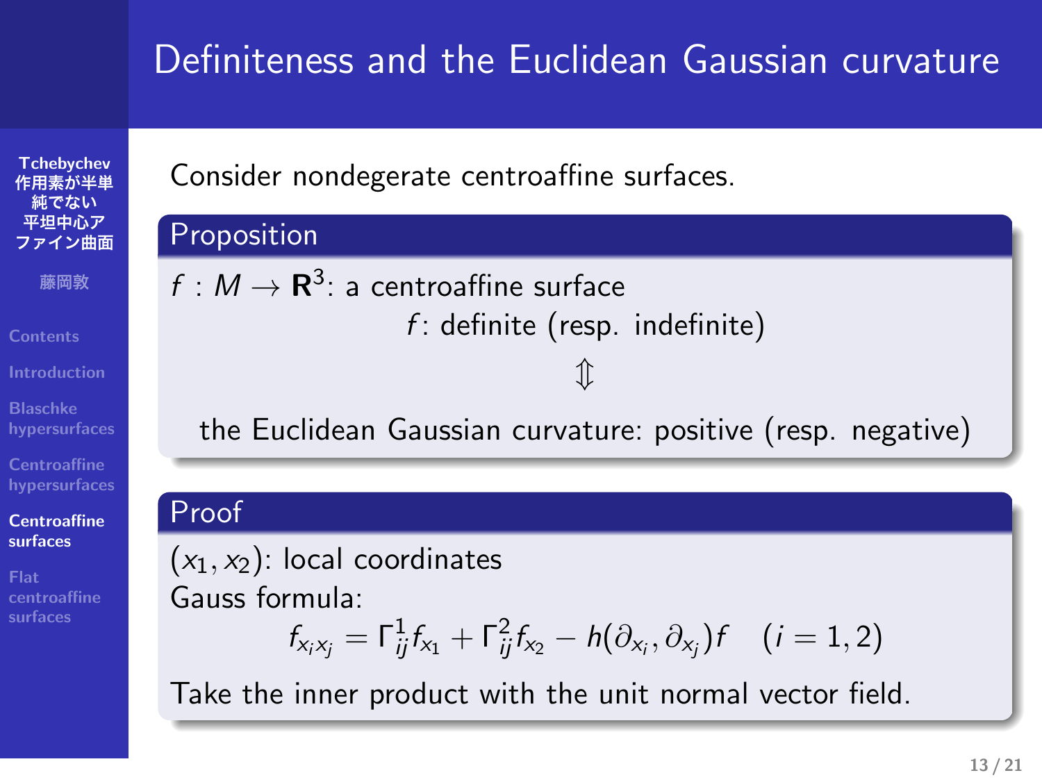# Definiteness and the Euclidean Gaussian curvature

Consider nondegerate centroaffine surfaces.

**Proposition**

$f : M \to \mathbf{R}^3$: a centroaffine surface

$$f\text{: definite (resp. indefinite)}$$
$$\Updownarrow$$
$$\text{the Euclidean Gaussian curvature: positive (resp. negative)}$$

**Proof**

$(x_1, x_2)$: local coordinates

Gauss formula:

$$f_{x_i x_j} = \Gamma_{ij}^1 f_{x_1} + \Gamma_{ij}^2 f_{x_2} - h(\partial_{x_i}, \partial_{x_j}) f \quad (i = 1, 2)$$

Take the inner product with the unit normal vector field.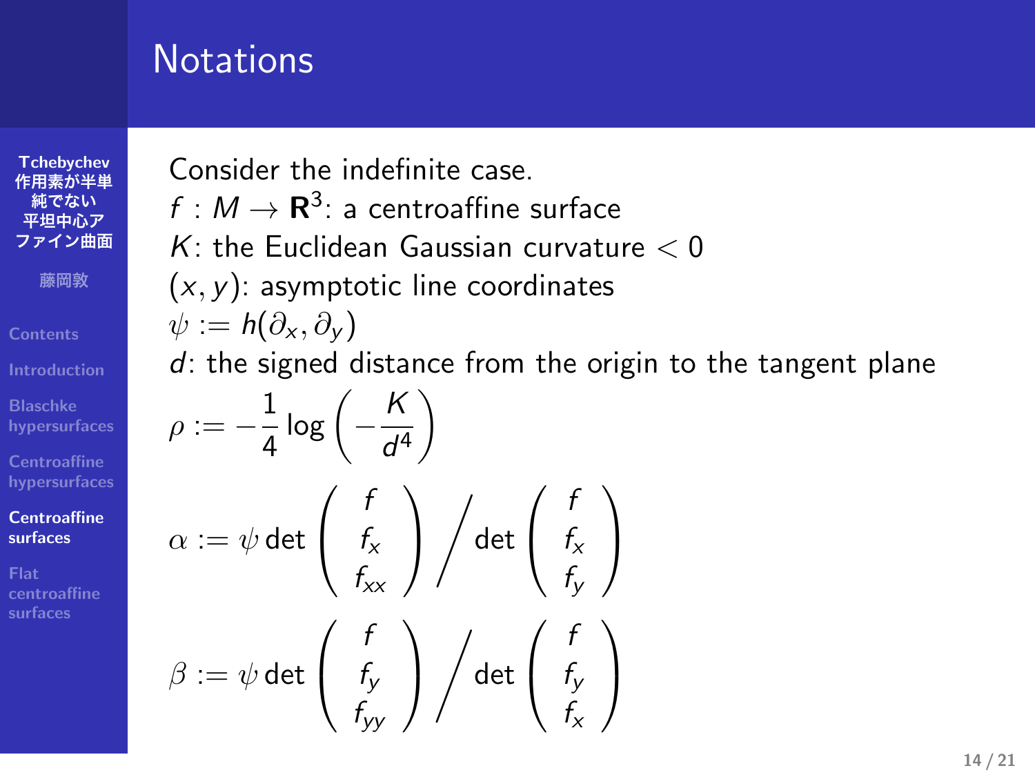# Notations

Consider the indefinite case.

$f : M \to \mathbf{R}^3$: a centroaffine surface

$K$: the Euclidean Gaussian curvature $< 0$

$(x, y)$: asymptotic line coordinates

$\psi := h(\partial_x, \partial_y)$

$d$: the signed distance from the origin to the tangent plane

$$\rho := -\frac{1}{4} \log \left( -\frac{K}{d^4} \right)$$

$$\alpha := \psi \det \begin{pmatrix} f \\ f_x \\ f_{xx} \end{pmatrix} \Big/ \det \begin{pmatrix} f \\ f_x \\ f_y \end{pmatrix}$$

$$\beta := \psi \det \begin{pmatrix} f \\ f_y \\ f_{yy} \end{pmatrix} \Big/ \det \begin{pmatrix} f \\ f_y \\ f_x \end{pmatrix}$$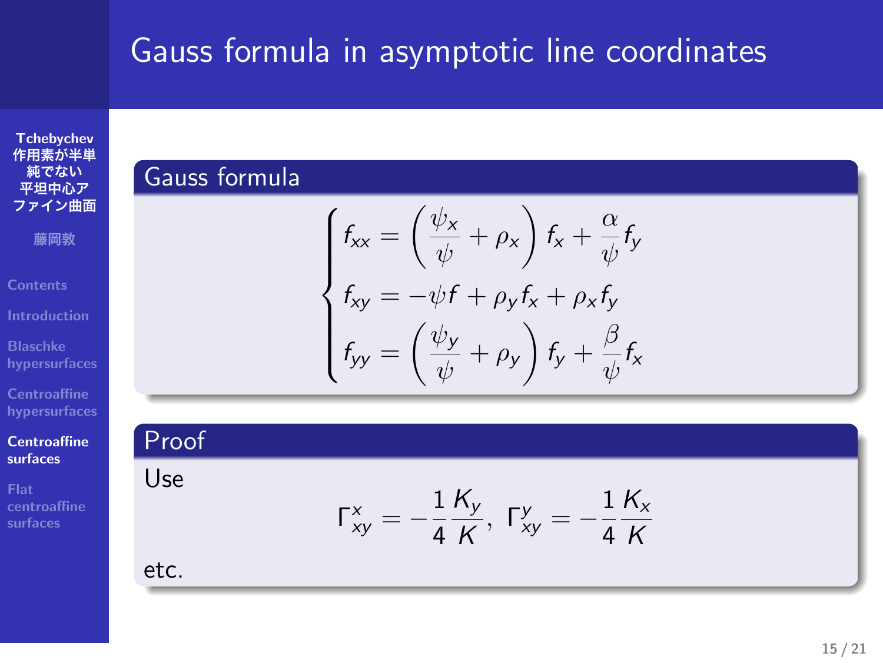# Gauss formula in asymptotic line coordinates

## Gauss formula

$$
\begin{cases}
f_{xx} = \left(\dfrac{\psi_x}{\psi} + \rho_x\right) f_x + \dfrac{\alpha}{\psi} f_y \\
f_{xy} = -\psi f + \rho_y f_x + \rho_x f_y \\
f_{yy} = \left(\dfrac{\psi_y}{\psi} + \rho_y\right) f_y + \dfrac{\beta}{\psi} f_x
\end{cases}
$$

## Proof

Use

$$
\Gamma^x_{xy} = -\frac{1}{4}\frac{K_y}{K}, \ \Gamma^y_{xy} = -\frac{1}{4}\frac{K_x}{K}
$$

etc.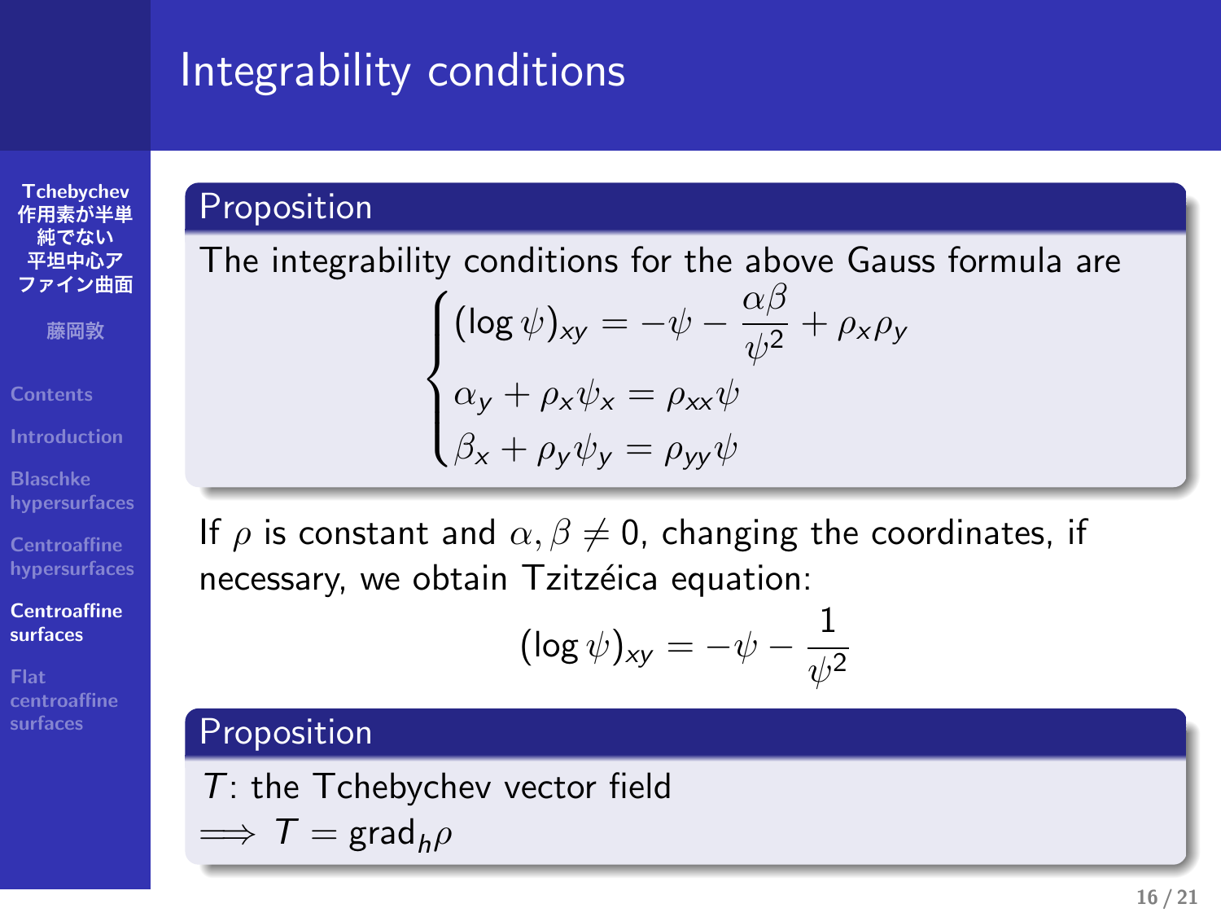# Integrability conditions

**Proposition**

The integrability conditions for the above Gauss formula are

$$\begin{cases} (\log \psi)_{xy} = -\psi - \dfrac{\alpha\beta}{\psi^2} + \rho_x \rho_y \\ \alpha_y + \rho_x \psi_x = \rho_{xx} \psi \\ \beta_x + \rho_y \psi_y = \rho_{yy} \psi \end{cases}$$

If $\rho$ is constant and $\alpha, \beta \neq 0$, changing the coordinates, if necessary, we obtain Tzitzéica equation:

$$(\log \psi)_{xy} = -\psi - \frac{1}{\psi^2}$$

**Proposition**

$T$: the Tchebychev vector field

$\Longrightarrow T = \mathrm{grad}_h \rho$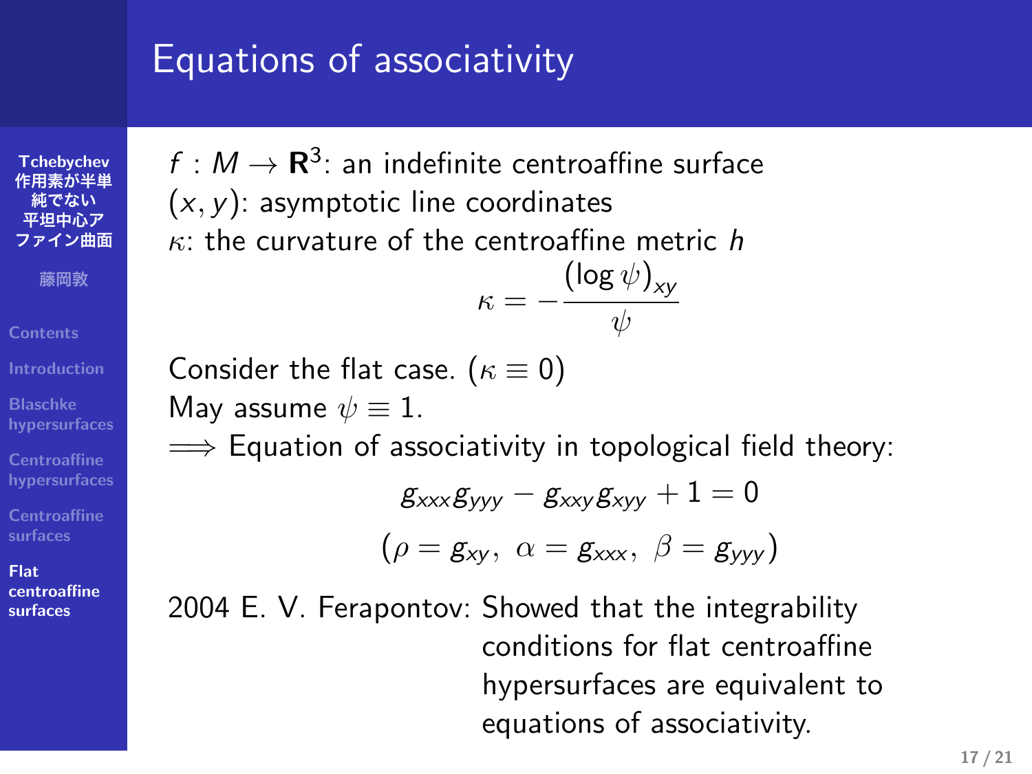# Equations of associativity

$f : M \to \mathbf{R}^3$: an indefinite centroaffine surface
$(x, y)$: asymptotic line coordinates
$\kappa$: the curvature of the centroaffine metric $h$

$$\kappa = -\frac{(\log \psi)_{xy}}{\psi}$$

Consider the flat case. ($\kappa \equiv 0$)
May assume $\psi \equiv 1$.
$\Longrightarrow$ Equation of associativity in topological field theory:

$$g_{xxx} g_{yyy} - g_{xxy} g_{xyy} + 1 = 0$$

$$(\rho = g_{xy},\ \alpha = g_{xxx},\ \beta = g_{yyy})$$

2004 E. V. Ferapontov: Showed that the integrability conditions for flat centroaffine hypersurfaces are equivalent to equations of associativity.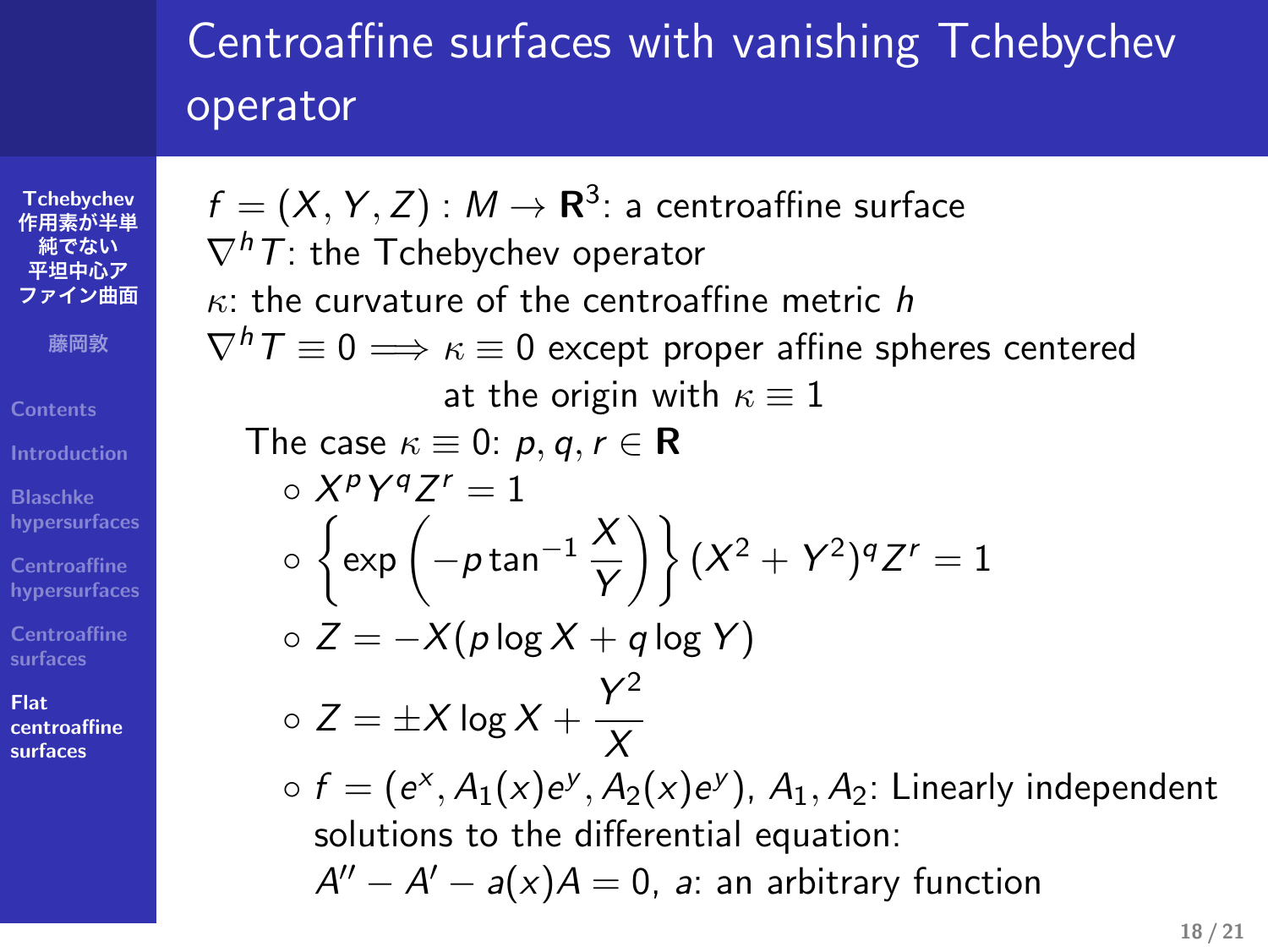# Centroaffine surfaces with vanishing Tchebychev operator

$f = (X, Y, Z) : M \to \mathbf{R}^3$: a centroaffine surface

$\nabla^h T$: the Tchebychev operator

$\kappa$: the curvature of the centroaffine metric $h$

$\nabla^h T \equiv 0 \Longrightarrow \kappa \equiv 0$ except proper affine spheres centered at the origin with $\kappa \equiv 1$

The case $\kappa \equiv 0$: $p, q, r \in \mathbf{R}$

- $X^p Y^q Z^r = 1$
- $\left\{\exp\left(-p \tan^{-1} \dfrac{X}{Y}\right)\right\} (X^2 + Y^2)^q Z^r = 1$
- $Z = -X(p \log X + q \log Y)$
- $Z = \pm X \log X + \dfrac{Y^2}{X}$
- $f = (e^x, A_1(x)e^y, A_2(x)e^y)$, $A_1, A_2$: Linearly independent solutions to the differential equation: $A'' - A' - a(x)A = 0$, $a$: an arbitrary function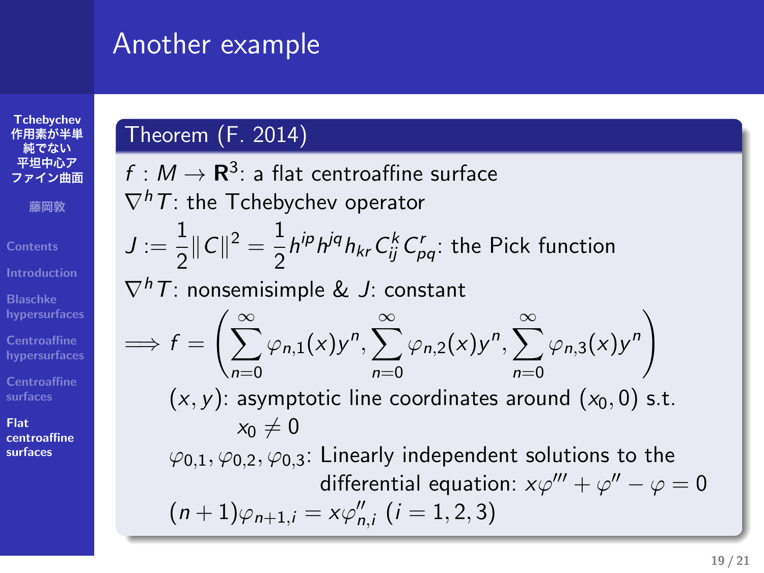# Another example

## Theorem (F. 2014)

$f : M \to \mathbf{R}^3$: a flat centroaffine surface

$\nabla^h T$: the Tchebychev operator

$J := \dfrac{1}{2}\|C\|^2 = \dfrac{1}{2} h^{ip} h^{jq} h_{kr} C^k_{ij} C^r_{pq}$: the Pick function

$\nabla^h T$: nonsemisimple & $J$: constant

$$\implies f = \left( \sum_{n=0}^{\infty} \varphi_{n,1}(x) y^n, \sum_{n=0}^{\infty} \varphi_{n,2}(x) y^n, \sum_{n=0}^{\infty} \varphi_{n,3}(x) y^n \right)$$

$(x, y)$: asymptotic line coordinates around $(x_0, 0)$ s.t. $x_0 \neq 0$

$\varphi_{0,1}, \varphi_{0,2}, \varphi_{0,3}$: Linearly independent solutions to the differential equation: $x\varphi''' + \varphi'' - \varphi = 0$

$(n+1)\varphi_{n+1,i} = x\varphi''_{n,i}$ $(i = 1, 2, 3)$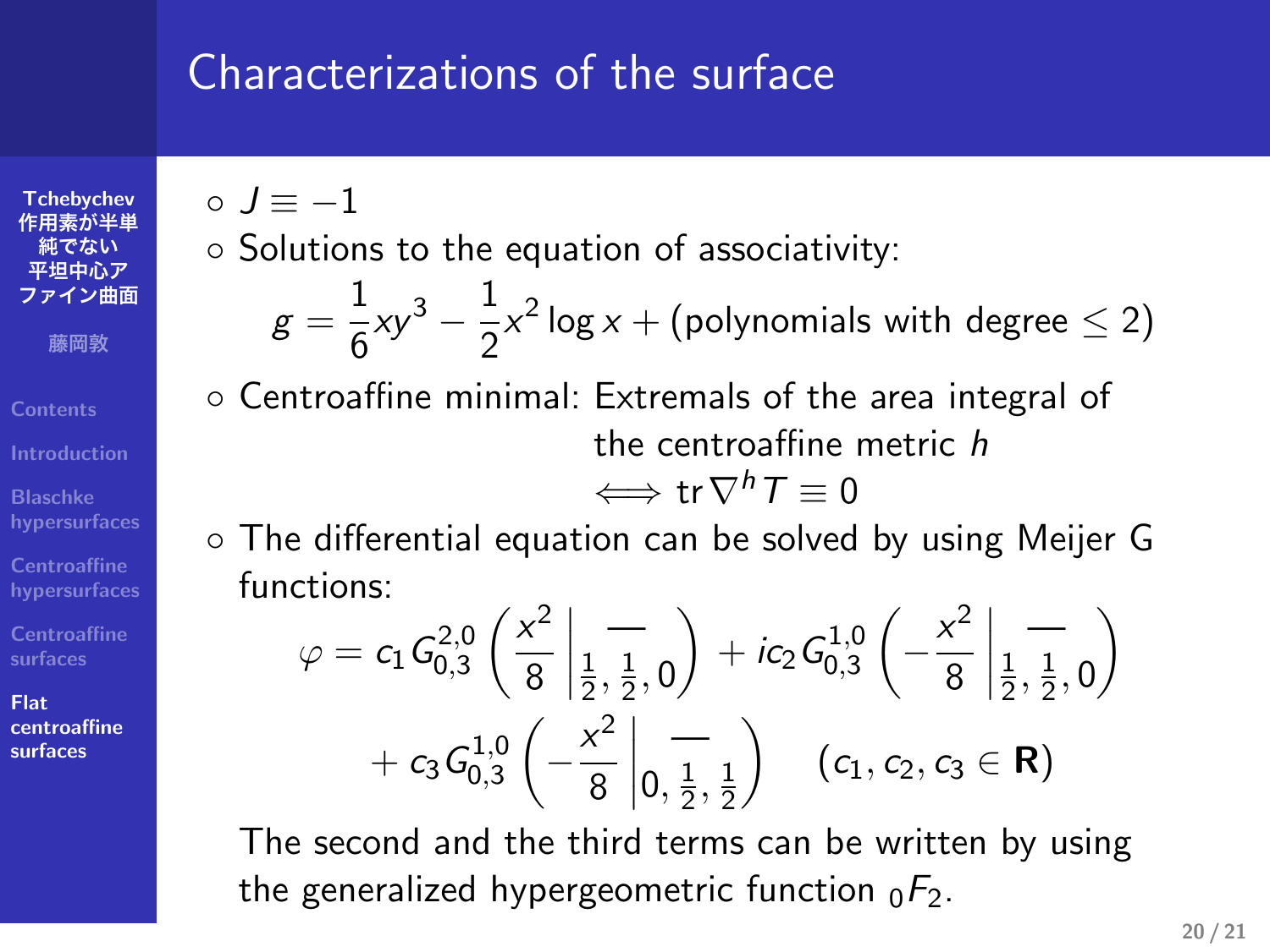# Characterizations of the surface

- $J \equiv -1$
- Solutions to the equation of associativity:

$$g = \frac{1}{6}xy^3 - \frac{1}{2}x^2 \log x + (\text{polynomials with degree} \le 2)$$

- Centroaffine minimal: Extremals of the area integral of the centroaffine metric $h$ $\iff \operatorname{tr} \nabla^h T \equiv 0$
- The differential equation can be solved by using Meijer G functions:

$$\varphi = c_1 G^{2,0}_{0,3}\left(\frac{x^2}{8}\,\middle|\,\begin{matrix} - \\ \frac{1}{2}, \frac{1}{2}, 0 \end{matrix}\right) + ic_2 G^{1,0}_{0,3}\left(-\frac{x^2}{8}\,\middle|\,\begin{matrix} - \\ \frac{1}{2}, \frac{1}{2}, 0 \end{matrix}\right) + c_3 G^{1,0}_{0,3}\left(-\frac{x^2}{8}\,\middle|\,\begin{matrix} - \\ 0, \frac{1}{2}, \frac{1}{2} \end{matrix}\right) \quad (c_1, c_2, c_3 \in \mathbf{R})$$

The second and the third terms can be written by using the generalized hypergeometric function ${}_0F_2$.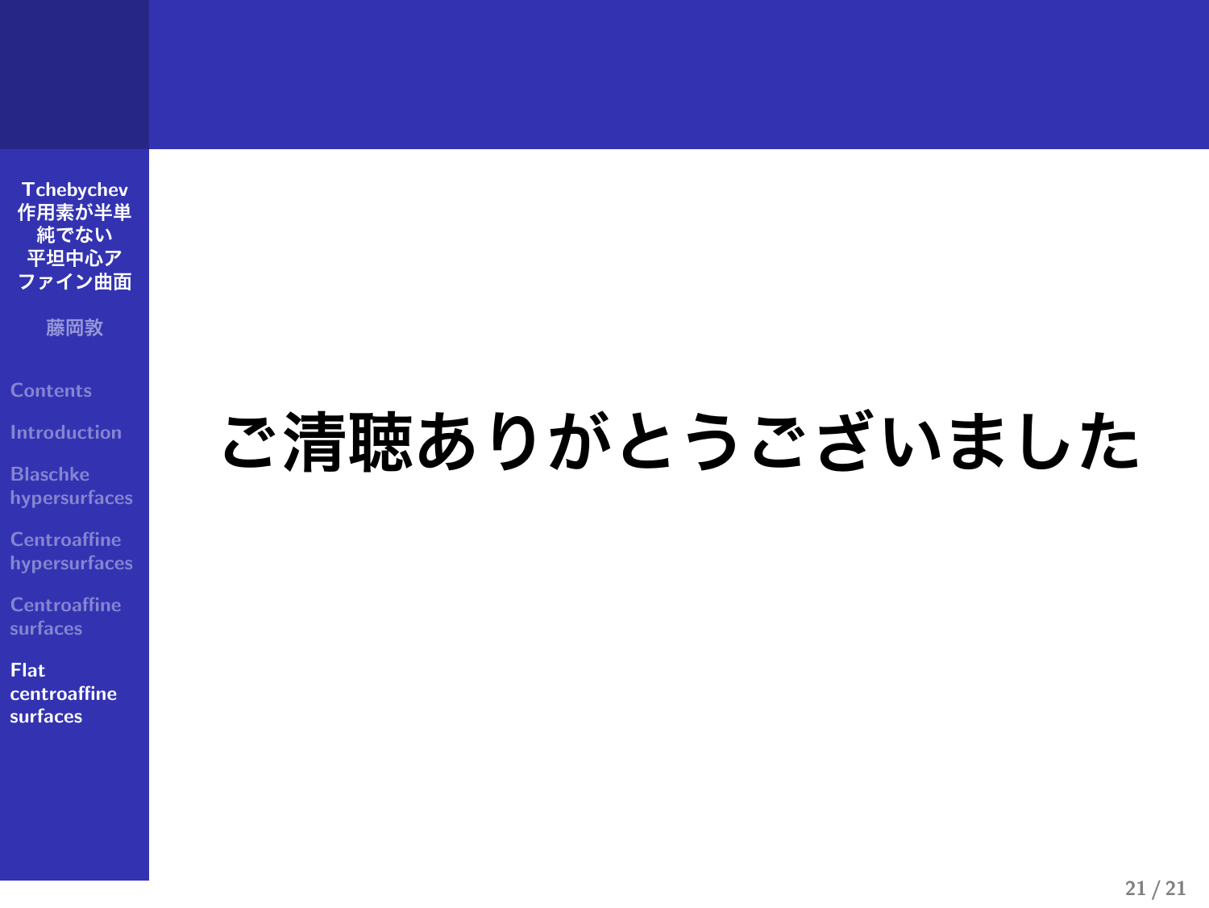# ご清聴ありがとうございました